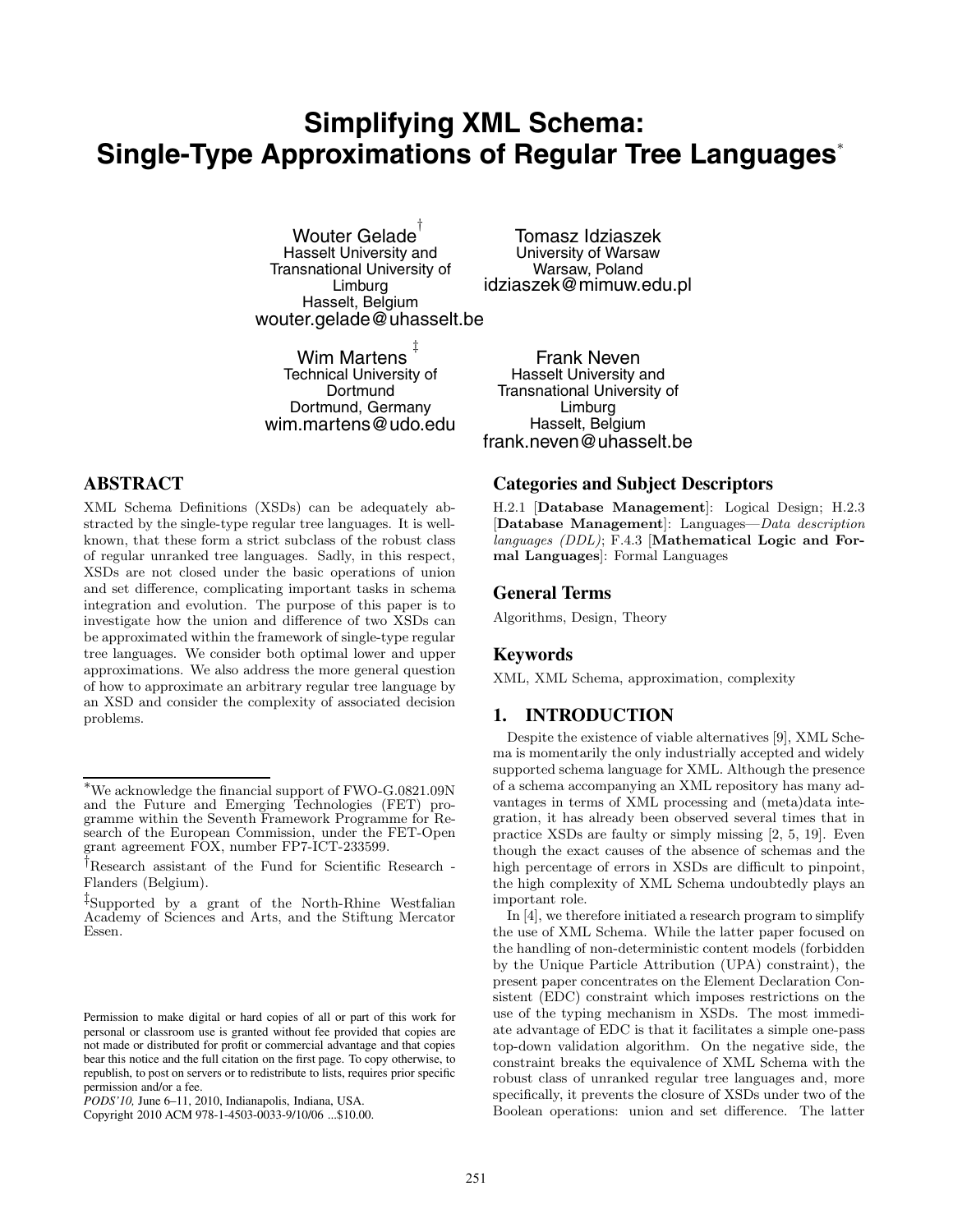# Simplifying XML Schema: Single-Type Approximations of Regular Tree Languages[*]

Wouter Gelade[†]
Hasselt University and Transnational University of Limburg
Hasselt, Belgium
wouter.gelade@uhasselt.be

Tomasz Idziaszek
University of Warsaw
Warsaw, Poland
idziaszek@mimuw.edu.pl

Wim Martens[‡]
Technical University of Dortmund
Dortmund, Germany
wim.martens@udo.edu

Frank Neven
Hasselt University and Transnational University of Limburg
Hasselt, Belgium
frank.neven@uhasselt.be

## ABSTRACT

XML Schema Definitions (XSDs) can be adequately abstracted by the single-type regular tree languages. It is well-known, that these form a strict subclass of the robust class of regular unranked tree languages. Sadly, in this respect, XSDs are not closed under the basic operations of union and set difference, complicating important tasks in schema integration and evolution. The purpose of this paper is to investigate how the union and difference of two XSDs can be approximated within the framework of single-type regular tree languages. We consider both optimal lower and upper approximations. We also address the more general question of how to approximate an arbitrary regular tree language by an XSD and consider the complexity of associated decision problems.

[*]We acknowledge the financial support of FWO-G.0821.09N and the Future and Emerging Technologies (FET) programme within the Seventh Framework Programme for Research of the European Commission, under the FET-Open grant agreement FOX, number FP7-ICT-233599.

[†]Research assistant of the Fund for Scientific Research - Flanders (Belgium).

[‡]Supported by a grant of the North-Rhine Westfalian Academy of Sciences and Arts, and the Stiftung Mercator Essen.

Permission to make digital or hard copies of all or part of this work for personal or classroom use is granted without fee provided that copies are not made or distributed for profit or commercial advantage and that copies bear this notice and the full citation on the first page. To copy otherwise, to republish, to post on servers or to redistribute to lists, requires prior specific permission and/or a fee.
*PODS'10,* June 6–11, 2010, Indianapolis, Indiana, USA.
Copyright 2010 ACM 978-1-4503-0033-9/10/06 ...$10.00.

### Categories and Subject Descriptors

H.2.1 [**Database Management**]: Logical Design; H.2.3 [**Database Management**]: Languages—*Data description languages (DDL)*; F.4.3 [**Mathematical Logic and Formal Languages**]: Formal Languages

### General Terms

Algorithms, Design, Theory

### Keywords

XML, XML Schema, approximation, complexity

## 1. INTRODUCTION

Despite the existence of viable alternatives [9], XML Schema is momentarily the only industrially accepted and widely supported schema language for XML. Although the presence of a schema accompanying an XML repository has many advantages in terms of XML processing and (meta)data integration, it has already been observed several times that in practice XSDs are faulty or simply missing [2, 5, 19]. Even though the exact causes of the absence of schemas and the high percentage of errors in XSDs are difficult to pinpoint, the high complexity of XML Schema undoubtedly plays an important role.

In [4], we therefore initiated a research program to simplify the use of XML Schema. While the latter paper focused on the handling of non-deterministic content models (forbidden by the Unique Particle Attribution (UPA) constraint), the present paper concentrates on the Element Declaration Consistent (EDC) constraint which imposes restrictions on the use of the typing mechanism in XSDs. The most immediate advantage of EDC is that it facilitates a simple one-pass top-down validation algorithm. On the negative side, the constraint breaks the equivalence of XML Schema with the robust class of unranked regular tree languages and, more specifically, it prevents the closure of XSDs under two of the Boolean operations: union and set difference. The latter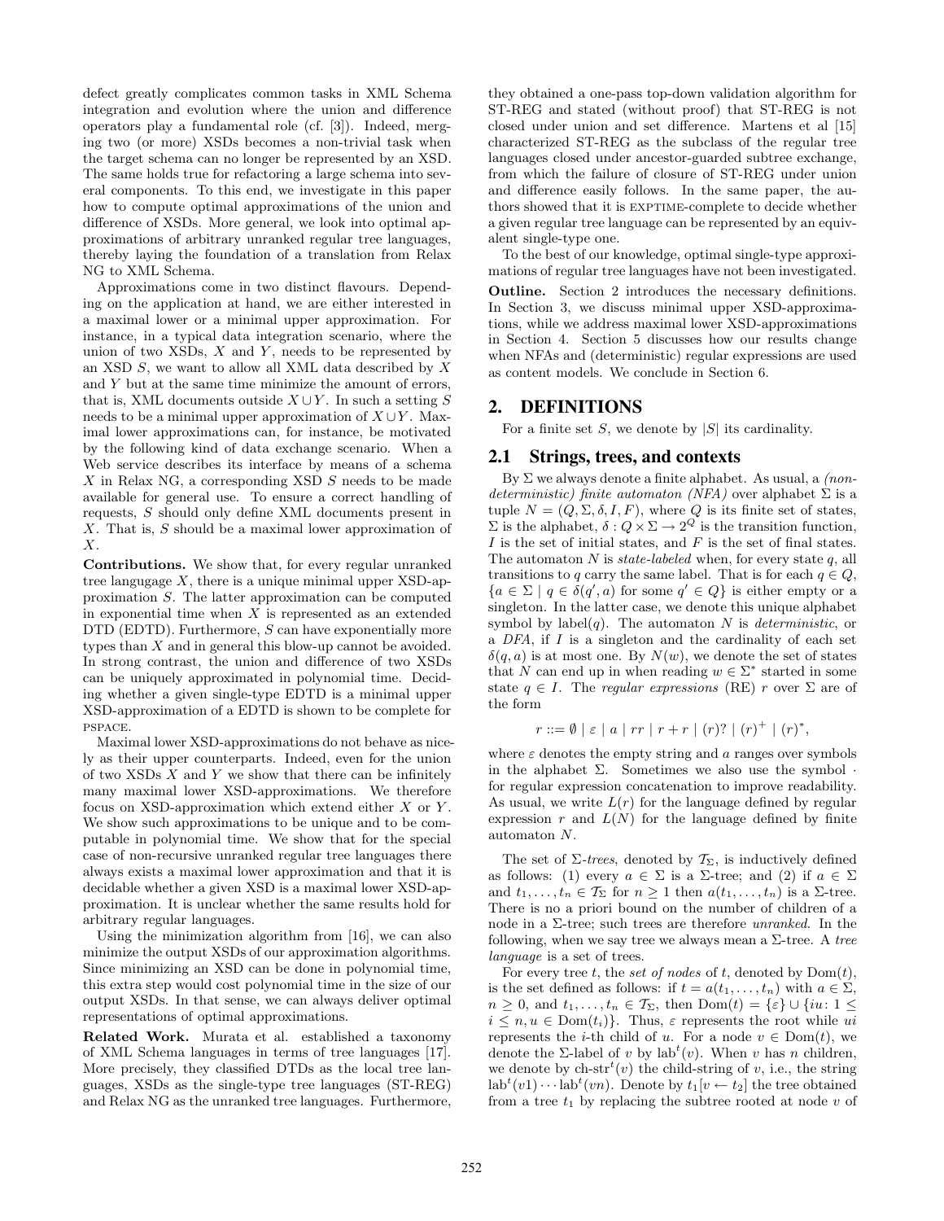defect greatly complicates common tasks in XML Schema integration and evolution where the union and difference operators play a fundamental role (cf. [3]). Indeed, merging two (or more) XSDs becomes a non-trivial task when the target schema can no longer be represented by an XSD. The same holds true for refactoring a large schema into several components. To this end, we investigate in this paper how to compute optimal approximations of the union and difference of XSDs. More general, we look into optimal approximations of arbitrary unranked regular tree languages, thereby laying the foundation of a translation from Relax NG to XML Schema.

Approximations come in two distinct flavours. Depending on the application at hand, we are either interested in a maximal lower or a minimal upper approximation. For instance, in a typical data integration scenario, where the union of two XSDs, $X$ and $Y$, needs to be represented by an XSD $S$, we want to allow all XML data described by $X$ and $Y$ but at the same time minimize the amount of errors, that is, XML documents outside $X \cup Y$. In such a setting $S$ needs to be a minimal upper approximation of $X \cup Y$. Maximal lower approximations can, for instance, be motivated by the following kind of data exchange scenario. When a Web service describes its interface by means of a schema $X$ in Relax NG, a corresponding XSD $S$ needs to be made available for general use. To ensure a correct handling of requests, $S$ should only define XML documents present in $X$. That is, $S$ should be a maximal lower approximation of $X$.

**Contributions.** We show that, for every regular unranked tree langugage $X$, there is a unique minimal upper XSD-approximation $S$. The latter approximation can be computed in exponential time when $X$ is represented as an extended DTD (EDTD). Furthermore, $S$ can have exponentially more types than $X$ and in general this blow-up cannot be avoided. In strong contrast, the union and difference of two XSDs can be uniquely approximated in polynomial time. Deciding whether a given single-type EDTD is a minimal upper XSD-approximation of a EDTD is shown to be complete for PSPACE.

Maximal lower XSD-approximations do not behave as nicely as their upper counterparts. Indeed, even for the union of two XSDs $X$ and $Y$ we show that there can be infinitely many maximal lower XSD-approximations. We therefore focus on XSD-approximation which extend either $X$ or $Y$. We show such approximations to be unique and to be computable in polynomial time. We show that for the special case of non-recursive unranked regular tree languages there always exists a maximal lower approximation and that it is decidable whether a given XSD is a maximal lower XSD-approximation. It is unclear whether the same results hold for arbitrary regular languages.

Using the minimization algorithm from [16], we can also minimize the output XSDs of our approximation algorithms. Since minimizing an XSD can be done in polynomial time, this extra step would cost polynomial time in the size of our output XSDs. In that sense, we can always deliver optimal representations of optimal approximations.

**Related Work.** Murata et al. established a taxonomy of XML Schema languages in terms of tree languages [17]. More precisely, they classified DTDs as the local tree languages, XSDs as the single-type tree languages (ST-REG) and Relax NG as the unranked tree languages. Furthermore, they obtained a one-pass top-down validation algorithm for ST-REG and stated (without proof) that ST-REG is not closed under union and set difference. Martens et al [15] characterized ST-REG as the subclass of the regular tree languages closed under ancestor-guarded subtree exchange, from which the failure of closure of ST-REG under union and difference easily follows. In the same paper, the authors showed that it is EXPTIME-complete to decide whether a given regular tree language can be represented by an equivalent single-type one.

To the best of our knowledge, optimal single-type approximations of regular tree languages have not been investigated.

**Outline.** Section 2 introduces the necessary definitions. In Section 3, we discuss minimal upper XSD-approximations, while we address maximal lower XSD-approximations in Section 4. Section 5 discusses how our results change when NFAs and (deterministic) regular expressions are used as content models. We conclude in Section 6.

## 2. DEFINITIONS

For a finite set $S$, we denote by $|S|$ its cardinality.

### 2.1 Strings, trees, and contexts

By $\Sigma$ we always denote a finite alphabet. As usual, a *(nondeterministic) finite automaton (NFA)* over alphabet $\Sigma$ is a tuple $N = (Q, \Sigma, \delta, I, F)$, where $Q$ is its finite set of states, $\Sigma$ is the alphabet, $\delta : Q \times \Sigma \to 2^Q$ is the transition function, $I$ is the set of initial states, and $F$ is the set of final states. The automaton $N$ is *state-labeled* when, for every state $q$, all transitions to $q$ carry the same label. That is for each $q \in Q$, $\{a \in \Sigma \mid q \in \delta(q', a) \text{ for some } q' \in Q\}$ is either empty or a singleton. In the latter case, we denote this unique alphabet symbol by label($q$). The automaton $N$ is *deterministic*, or a *DFA*, if $I$ is a singleton and the cardinality of each set $\delta(q, a)$ is at most one. By $N(w)$, we denote the set of states that $N$ can end up in when reading $w \in \Sigma^*$ started in some state $q \in I$. The *regular expressions* (RE) $r$ over $\Sigma$ are of the form

$$r ::= \emptyset \mid \varepsilon \mid a \mid rr \mid r + r \mid (r)? \mid (r)^+ \mid (r)^*,$$

where $\varepsilon$ denotes the empty string and $a$ ranges over symbols in the alphabet $\Sigma$. Sometimes we also use the symbol $\cdot$ for regular expression concatenation to improve readability. As usual, we write $L(r)$ for the language defined by regular expression $r$ and $L(N)$ for the language defined by finite automaton $N$.

The set of $\Sigma$-*trees*, denoted by $\mathcal{T}_\Sigma$, is inductively defined as follows: (1) every $a \in \Sigma$ is a $\Sigma$-tree; and (2) if $a \in \Sigma$ and $t_1, \ldots, t_n \in \mathcal{T}_\Sigma$ for $n \geq 1$ then $a(t_1, \ldots, t_n)$ is a $\Sigma$-tree. There is no a priori bound on the number of children of a node in a $\Sigma$-tree; such trees are therefore *unranked*. In the following, when we say tree we always mean a $\Sigma$-tree. A *tree language* is a set of trees.

For every tree $t$, the *set of nodes* of $t$, denoted by $\text{Dom}(t)$, is the set defined as follows: if $t = a(t_1, \ldots, t_n)$ with $a \in \Sigma$, $n \geq 0$, and $t_1, \ldots, t_n \in \mathcal{T}_\Sigma$, then $\text{Dom}(t) = \{\varepsilon\} \cup \{iu \colon 1 \leq i \leq n, u \in \text{Dom}(t_i)\}$. Thus, $\varepsilon$ represents the root while $ui$ represents the $i$-th child of $u$. For a node $v \in \text{Dom}(t)$, we denote the $\Sigma$-label of $v$ by $\text{lab}^t(v)$. When $v$ has $n$ children, we denote by $\text{ch-str}^t(v)$ the child-string of $v$, i.e., the string $\text{lab}^t(v1) \cdots \text{lab}^t(vn)$. Denote by $t_1[v \leftarrow t_2]$ the tree obtained from a tree $t_1$ by replacing the subtree rooted at node $v$ of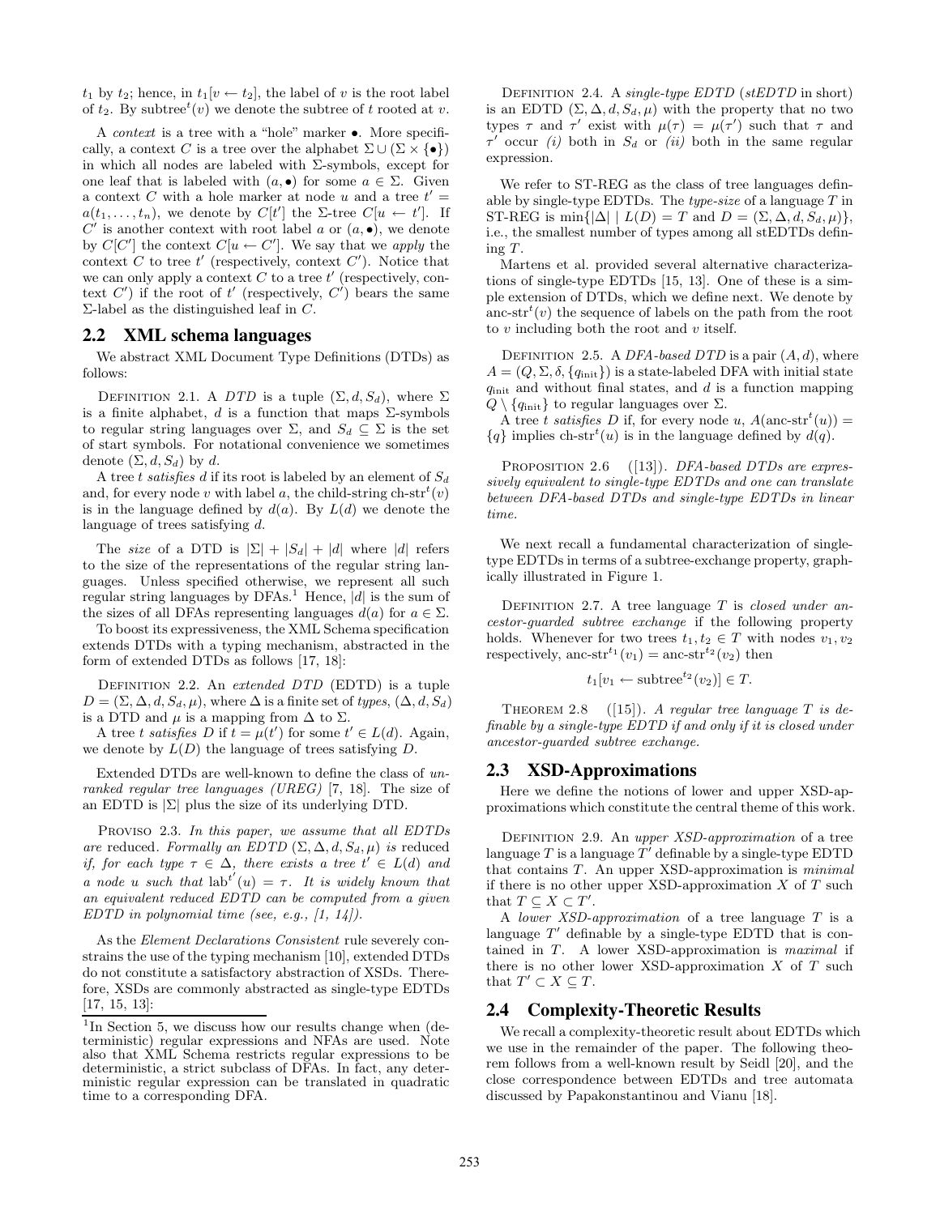$t_1$ by $t_2$; hence, in $t_1[v \leftarrow t_2]$, the label of $v$ is the root label of $t_2$. By subtree$^t(v)$ we denote the subtree of $t$ rooted at $v$.

A *context* is a tree with a "hole" marker $\bullet$. More specifically, a context $C$ is a tree over the alphabet $\Sigma \cup (\Sigma \times \{\bullet\})$ in which all nodes are labeled with $\Sigma$-symbols, except for one leaf that is labeled with $(a, \bullet)$ for some $a \in \Sigma$. Given a context $C$ with a hole marker at node $u$ and a tree $t' = a(t_1, \ldots, t_n)$, we denote by $C[t']$ the $\Sigma$-tree $C[u \leftarrow t']$. If $C'$ is another context with root label $a$ or $(a, \bullet)$, we denote by $C[C']$ the context $C[u \leftarrow C']$. We say that we *apply* the context $C$ to tree $t'$ (respectively, context $C'$). Notice that we can only apply a context $C$ to a tree $t'$ (respectively, context $C'$) if the root of $t'$ (respectively, $C'$) bears the same $\Sigma$-label as the distinguished leaf in $C$.

## 2.2 XML schema languages

We abstract XML Document Type Definitions (DTDs) as follows:

DEFINITION 2.1. *A DTD is a tuple $(\Sigma, d, S_d)$, where $\Sigma$ is a finite alphabet, $d$ is a function that maps $\Sigma$-symbols to regular string languages over $\Sigma$, and $S_d \subseteq \Sigma$ is the set of start symbols. For notational convenience we sometimes denote $(\Sigma, d, S_d)$ by $d$.*

A tree $t$ *satisfies* $d$ if its root is labeled by an element of $S_d$ and, for every node $v$ with label $a$, the child-string ch-str$^t(v)$ is in the language defined by $d(a)$. By $L(d)$ we denote the language of trees satisfying $d$.

The *size* of a DTD is $|\Sigma| + |S_d| + |d|$ where $|d|$ refers to the size of the representations of the regular string languages. Unless specified otherwise, we represent all such regular string languages by DFAs.[1] Hence, $|d|$ is the sum of the sizes of all DFAs representing languages $d(a)$ for $a \in \Sigma$.

To boost its expressiveness, the XML Schema specification extends DTDs with a typing mechanism, abstracted in the form of extended DTDs as follows [17, 18]:

DEFINITION 2.2. *An extended DTD (EDTD) is a tuple $D = (\Sigma, \Delta, d, S_d, \mu)$, where $\Delta$ is a finite set of types, $(\Delta, d, S_d)$ is a DTD and $\mu$ is a mapping from $\Delta$ to $\Sigma$.*

A tree $t$ *satisfies* $D$ if $t = \mu(t')$ for some $t' \in L(d)$. Again, we denote by $L(D)$ the language of trees satisfying $D$.

Extended DTDs are well-known to define the class of *unranked regular tree languages (UREG)* [7, 18]. The size of an EDTD is $|\Sigma|$ plus the size of its underlying DTD.

PROVISO 2.3. *In this paper, we assume that all EDTDs are reduced. Formally an EDTD $(\Sigma, \Delta, d, S_d, \mu)$ is reduced if, for each type $\tau \in \Delta$, there exists a tree $t' \in L(d)$ and a node $u$ such that $\text{lab}^{t'}(u) = \tau$. It is widely known that an equivalent reduced EDTD can be computed from a given EDTD in polynomial time (see, e.g., [1, 14]).*

As the *Element Declarations Consistent* rule severely constrains the use of the typing mechanism [10], extended DTDs do not constitute a satisfactory abstraction of XSDs. Therefore, XSDs are commonly abstracted as single-type EDTDs [17, 15, 13]:

DEFINITION 2.4. *A single-type EDTD (stEDTD in short) is an EDTD $(\Sigma, \Delta, d, S_d, \mu)$ with the property that no two types $\tau$ and $\tau'$ exist with $\mu(\tau) = \mu(\tau')$ such that $\tau$ and $\tau'$ occur (i) both in $S_d$ or (ii) both in the same regular expression.*

We refer to ST-REG as the class of tree languages definable by single-type EDTDs. The *type-size* of a language $T$ in ST-REG is $\min\{|\Delta| \mid L(D) = T \text{ and } D = (\Sigma, \Delta, d, S_d, \mu)\}$, i.e., the smallest number of types among all stEDTDs defining $T$.

Martens et al. provided several alternative characterizations of single-type EDTDs [15, 13]. One of these is a simple extension of DTDs, which we define next. We denote by anc-str$^t(v)$ the sequence of labels on the path from the root to $v$ including both the root and $v$ itself.

DEFINITION 2.5. *A DFA-based DTD is a pair $(A, d)$, where $A = (Q, \Sigma, \delta, \{q_{\text{init}}\})$ is a state-labeled DFA with initial state $q_{\text{init}}$ and without final states, and $d$ is a function mapping $Q \setminus \{q_{\text{init}}\}$ to regular languages over $\Sigma$.*

A tree $t$ *satisfies* $D$ if, for every node $u$, $A(\text{anc-str}^t(u)) = \{q\}$ implies ch-str$^t(u)$ is in the language defined by $d(q)$.

PROPOSITION 2.6 ([13]). *DFA-based DTDs are expressively equivalent to single-type EDTDs and one can translate between DFA-based DTDs and single-type EDTDs in linear time.*

We next recall a fundamental characterization of single-type EDTDs in terms of a subtree-exchange property, graphically illustrated in Figure 1.

DEFINITION 2.7. *A tree language $T$ is closed under ancestor-guarded subtree exchange if the following property holds. Whenever for two trees $t_1, t_2 \in T$ with nodes $v_1, v_2$ respectively, $\text{anc-str}^{t_1}(v_1) = \text{anc-str}^{t_2}(v_2)$ then*

$$t_1[v_1 \leftarrow \text{subtree}^{t_2}(v_2)] \in T.$$

THEOREM 2.8 ([15]). *A regular tree language $T$ is definable by a single-type EDTD if and only if it is closed under ancestor-guarded subtree exchange.*

## 2.3 XSD-Approximations

Here we define the notions of lower and upper XSD-approximations which constitute the central theme of this work.

DEFINITION 2.9. *An upper XSD-approximation of a tree language $T$ is a language $T'$ definable by a single-type EDTD that contains $T$. An upper XSD-approximation is minimal if there is no other upper XSD-approximation $X$ of $T$ such that $T \subseteq X \subset T'$.*

*A lower XSD-approximation of a tree language $T$ is a language $T'$ definable by a single-type EDTD that is contained in $T$. A lower XSD-approximation is maximal if there is no other lower XSD-approximation $X$ of $T$ such that $T' \subset X \subseteq T$.*

## 2.4 Complexity-Theoretic Results

We recall a complexity-theoretic result about EDTDs which we use in the remainder of the paper. The following theorem follows from a well-known result by Seidl [20], and the close correspondence between EDTDs and tree automata discussed by Papakonstantinou and Vianu [18].

[1] In Section 5, we discuss how our results change when (deterministic) regular expressions and NFAs are used. Note also that XML Schema restricts regular expressions to be deterministic, a strict subclass of DFAs. In fact, any deterministic regular expression can be translated in quadratic time to a corresponding DFA.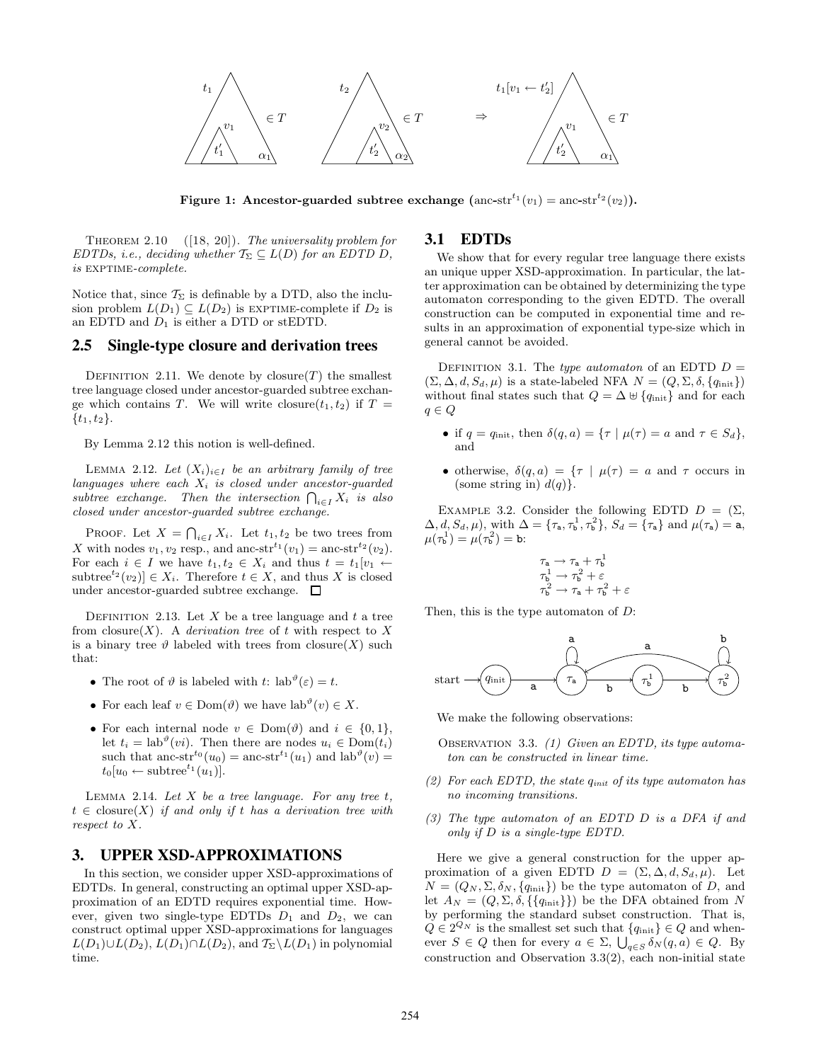Figure 1: Ancestor-guarded subtree exchange ($\text{anc-str}^{t_1}(v_1) = \text{anc-str}^{t_2}(v_2)$).

Theorem 2.10 ([18, 20]). *The universality problem for EDTDs, i.e., deciding whether $\mathcal{T}_\Sigma \subseteq L(D)$ for an EDTD $D$, is* EXPTIME*-complete.*

Notice that, since $\mathcal{T}_\Sigma$ is definable by a DTD, also the inclusion problem $L(D_1) \subseteq L(D_2)$ is EXPTIME-complete if $D_2$ is an EDTD and $D_1$ is either a DTD or stEDTD.

## 2.5 Single-type closure and derivation trees

Definition 2.11. We denote by $\text{closure}(T)$ the smallest tree language closed under ancestor-guarded subtree exchange which contains $T$. We will write $\text{closure}(t_1, t_2)$ if $T = \{t_1, t_2\}$.

By Lemma 2.12 this notion is well-defined.

Lemma 2.12. *Let $(X_i)_{i \in I}$ be an arbitrary family of tree languages where each $X_i$ is closed under ancestor-guarded subtree exchange. Then the intersection $\bigcap_{i \in I} X_i$ is also closed under ancestor-guarded subtree exchange.*

Proof. Let $X = \bigcap_{i \in I} X_i$. Let $t_1, t_2$ be two trees from $X$ with nodes $v_1, v_2$ resp., and $\text{anc-str}^{t_1}(v_1) = \text{anc-str}^{t_2}(v_2)$. For each $i \in I$ we have $t_1, t_2 \in X_i$ and thus $t = t_1[v_1 \leftarrow \text{subtree}^{t_2}(v_2)] \in X_i$. Therefore $t \in X$, and thus $X$ is closed under ancestor-guarded subtree exchange. $\square$

Definition 2.13. Let $X$ be a tree language and $t$ a tree from $\text{closure}(X)$. A *derivation tree* of $t$ with respect to $X$ is a binary tree $\vartheta$ labeled with trees from $\text{closure}(X)$ such that:

- The root of $\vartheta$ is labeled with $t$: $\text{lab}^\vartheta(\varepsilon) = t$.
- For each leaf $v \in \text{Dom}(\vartheta)$ we have $\text{lab}^\vartheta(v) \in X$.
- For each internal node $v \in \text{Dom}(\vartheta)$ and $i \in \{0, 1\}$, let $t_i = \text{lab}^\vartheta(vi)$. Then there are nodes $u_i \in \text{Dom}(t_i)$ such that $\text{anc-str}^{t_0}(u_0) = \text{anc-str}^{t_1}(u_1)$ and $\text{lab}^\vartheta(v) = t_0[u_0 \leftarrow \text{subtree}^{t_1}(u_1)]$.

Lemma 2.14. *Let $X$ be a tree language. For any tree $t$, $t \in \text{closure}(X)$ if and only if $t$ has a derivation tree with respect to $X$.*

# 3. UPPER XSD-APPROXIMATIONS

In this section, we consider upper XSD-approximations of EDTDs. In general, constructing an optimal upper XSD-approximation of an EDTD requires exponential time. However, given two single-type EDTDs $D_1$ and $D_2$, we can construct optimal upper XSD-approximations for languages $L(D_1) \cup L(D_2)$, $L(D_1) \cap L(D_2)$, and $\mathcal{T}_\Sigma \setminus L(D_1)$ in polynomial time.

## 3.1 EDTDs

We show that for every regular tree language there exists an unique upper XSD-approximation. In particular, the latter approximation can be obtained by determinizing the type automaton corresponding to the given EDTD. The overall construction can be computed in exponential time and results in an approximation of exponential type-size which in general cannot be avoided.

Definition 3.1. The *type automaton* of an EDTD $D = (\Sigma, \Delta, d, S_d, \mu)$ is a state-labeled NFA $N = (Q, \Sigma, \delta, \{q_{\text{init}}\})$ without final states such that $Q = \Delta \uplus \{q_{\text{init}}\}$ and for each $q \in Q$

- if $q = q_{\text{init}}$, then $\delta(q, a) = \{\tau \mid \mu(\tau) = a \text{ and } \tau \in S_d\}$, and
- otherwise, $\delta(q, a) = \{\tau \mid \mu(\tau) = a$ and $\tau$ occurs in (some string in) $d(q)\}$.

Example 3.2. Consider the following EDTD $D = (\Sigma, \Delta, d, S_d, \mu)$, with $\Delta = \{\tau_a, \tau_b^1, \tau_b^2\}$, $S_d = \{\tau_a\}$ and $\mu(\tau_a) = a$, $\mu(\tau_b^1) = \mu(\tau_b^2) = b$:

$$\begin{aligned} \tau_a &\to \tau_a + \tau_b^1 \\ \tau_b^1 &\to \tau_b^2 + \varepsilon \\ \tau_b^2 &\to \tau_a + \tau_b^2 + \varepsilon \end{aligned}$$

Then, this is the type automaton of $D$:

We make the following observations:

Observation 3.3. *(1) Given an EDTD, its type automaton can be constructed in linear time.*

*(2) For each EDTD, the state $q_{init}$ of its type automaton has no incoming transitions.*

*(3) The type automaton of an EDTD $D$ is a DFA if and only if $D$ is a single-type EDTD.*

Here we give a general construction for the upper approximation of a given EDTD $D = (\Sigma, \Delta, d, S_d, \mu)$. Let $N = (Q_N, \Sigma, \delta_N, \{q_{\text{init}}\})$ be the type automaton of $D$, and let $A_N = (Q, \Sigma, \delta, \{\{q_{\text{init}}\}\})$ be the DFA obtained from $N$ by performing the standard subset construction. That is, $Q \in 2^{Q_N}$ is the smallest set such that $\{q_{\text{init}}\} \in Q$ and whenever $S \in Q$ then for every $a \in \Sigma$, $\bigcup_{q \in S} \delta_N(q, a) \in Q$. By construction and Observation 3.3(2), each non-initial state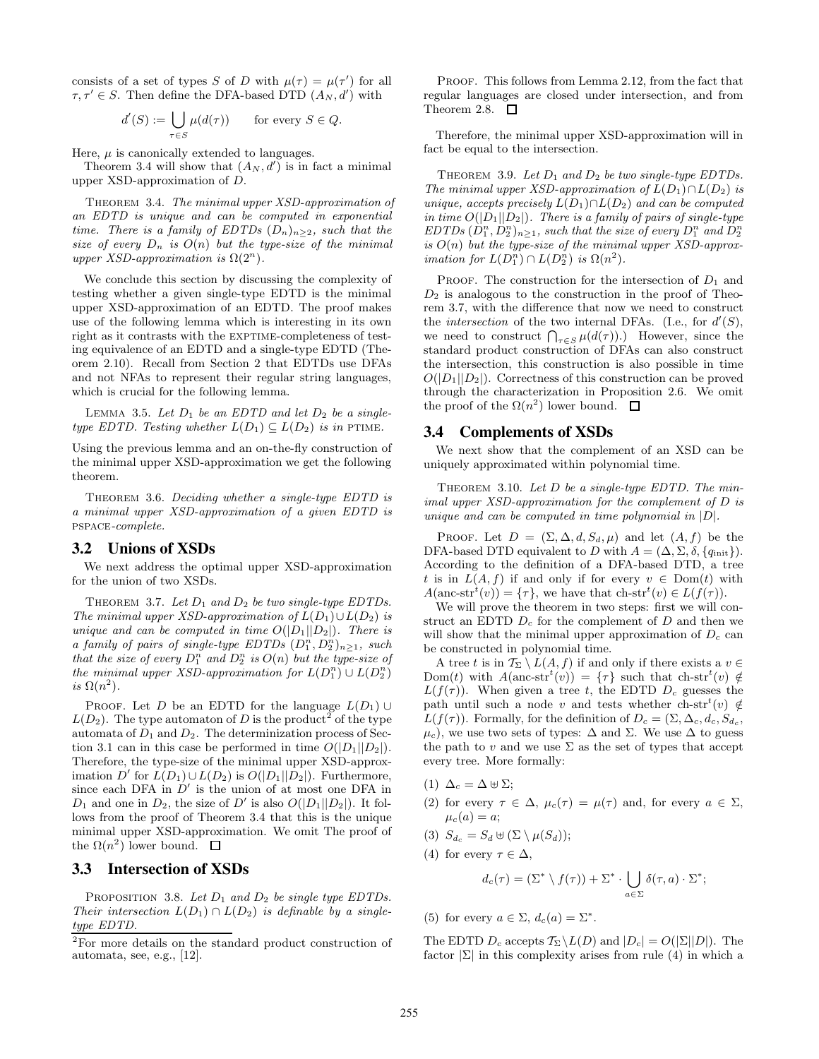consists of a set of types $S$ of $D$ with $\mu(\tau) = \mu(\tau')$ for all $\tau, \tau' \in S$. Then define the DFA-based DTD $(A_N, d')$ with

$$d'(S) := \bigcup_{\tau \in S} \mu(d(\tau)) \qquad \text{for every } S \in Q.$$

Here, $\mu$ is canonically extended to languages.

Theorem 3.4 will show that $(A_N, d')$ is in fact a minimal upper XSD-approximation of $D$.

Theorem 3.4. *The minimal upper XSD-approximation of an EDTD is unique and can be computed in exponential time. There is a family of EDTDs $(D_n)_{n\geq 2}$, such that the size of every $D_n$ is $O(n)$ but the type-size of the minimal upper XSD-approximation is $\Omega(2^n)$.*

We conclude this section by discussing the complexity of testing whether a given single-type EDTD is the minimal upper XSD-approximation of an EDTD. The proof makes use of the following lemma which is interesting in its own right as it contrasts with the EXPTIME-completeness of testing equivalence of an EDTD and a single-type EDTD (Theorem 2.10). Recall from Section 2 that EDTDs use DFAs and not NFAs to represent their regular string languages, which is crucial for the following lemma.

Lemma 3.5. *Let $D_1$ be an EDTD and let $D_2$ be a single-type EDTD. Testing whether $L(D_1) \subseteq L(D_2)$ is in* PTIME.

Using the previous lemma and an on-the-fly construction of the minimal upper XSD-approximation we get the following theorem.

Theorem 3.6. *Deciding whether a single-type EDTD is a minimal upper XSD-approximation of a given EDTD is* PSPACE*-complete.*

## 3.2 Unions of XSDs

We next address the optimal upper XSD-approximation for the union of two XSDs.

Theorem 3.7. *Let $D_1$ and $D_2$ be two single-type EDTDs. The minimal upper XSD-approximation of $L(D_1) \cup L(D_2)$ is unique and can be computed in time $O(|D_1||D_2|)$. There is a family of pairs of single-type EDTDs $(D_1^n, D_2^n)_{n\geq 1}$, such that the size of every $D_1^n$ and $D_2^n$ is $O(n)$ but the type-size of the minimal upper XSD-approximation for $L(D_1^n) \cup L(D_2^n)$ is $\Omega(n^2)$.*

Proof. Let $D$ be an EDTD for the language $L(D_1) \cup L(D_2)$. The type automaton of $D$ is the product[2] of the type automata of $D_1$ and $D_2$. The determinization process of Section 3.1 can in this case be performed in time $O(|D_1||D_2|)$. Therefore, the type-size of the minimal upper XSD-approximation $D'$ for $L(D_1) \cup L(D_2)$ is $O(|D_1||D_2|)$. Furthermore, since each DFA in $D'$ is the union of at most one DFA in $D_1$ and one in $D_2$, the size of $D'$ is also $O(|D_1||D_2|)$. It follows from the proof of Theorem 3.4 that this is the unique minimal upper XSD-approximation. We omit The proof of the $\Omega(n^2)$ lower bound. □

## 3.3 Intersection of XSDs

Proposition 3.8. *Let $D_1$ and $D_2$ be single type EDTDs. Their intersection $L(D_1) \cap L(D_2)$ is definable by a single-type EDTD.*

[2]For more details on the standard product construction of automata, see, e.g., [12].

Proof. This follows from Lemma 2.12, from the fact that regular languages are closed under intersection, and from Theorem 2.8. □

Therefore, the minimal upper XSD-approximation will in fact be equal to the intersection.

Theorem 3.9. *Let $D_1$ and $D_2$ be two single-type EDTDs. The minimal upper XSD-approximation of $L(D_1) \cap L(D_2)$ is unique, accepts precisely $L(D_1) \cap L(D_2)$ and can be computed in time $O(|D_1||D_2|)$. There is a family of pairs of single-type EDTDs $(D_1^n, D_2^n)_{n\geq 1}$, such that the size of every $D_1^n$ and $D_2^n$ is $O(n)$ but the type-size of the minimal upper XSD-approximation for $L(D_1^n) \cap L(D_2^n)$ is $\Omega(n^2)$.*

Proof. The construction for the intersection of $D_1$ and $D_2$ is analogous to the construction in the proof of Theorem 3.7, with the difference that now we need to construct the *intersection* of the two internal DFAs. (I.e., for $d'(S)$, we need to construct $\bigcap_{\tau \in S} \mu(d(\tau))$.) However, since the standard product construction of DFAs can also construct the intersection, this construction is also possible in time $O(|D_1||D_2|)$. Correctness of this construction can be proved through the characterization in Proposition 2.6. We omit the proof of the $\Omega(n^2)$ lower bound. □

## 3.4 Complements of XSDs

We next show that the complement of an XSD can be uniquely approximated within polynomial time.

Theorem 3.10. *Let $D$ be a single-type EDTD. The minimal upper XSD-approximation for the complement of $D$ is unique and can be computed in time polynomial in $|D|$.*

Proof. Let $D = (\Sigma, \Delta, d, S_d, \mu)$ and let $(A, f)$ be the DFA-based DTD equivalent to $D$ with $A = (\Delta, \Sigma, \delta, \{q_{\text{init}}\})$. According to the definition of a DFA-based DTD, a tree $t$ is in $L(A, f)$ if and only if for every $v \in \text{Dom}(t)$ with $A(\text{anc-str}^t(v)) = \{\tau\}$, we have that $\text{ch-str}^t(v) \in L(f(\tau))$.

We will prove the theorem in two steps: first we will construct an EDTD $D_c$ for the complement of $D$ and then we will show that the minimal upper approximation of $D_c$ can be constructed in polynomial time.

A tree $t$ is in $\mathcal{T}_\Sigma \setminus L(A, f)$ if and only if there exists a $v \in \text{Dom}(t)$ with $A(\text{anc-str}^t(v)) = \{\tau\}$ such that $\text{ch-str}^t(v) \notin L(f(\tau))$. When given a tree $t$, the EDTD $D_c$ guesses the path until such a node $v$ and tests whether $\text{ch-str}^t(v) \notin L(f(\tau))$. Formally, for the definition of $D_c = (\Sigma, \Delta_c, d_c, S_{d_c}, \mu_c)$, we use two sets of types: $\Delta$ and $\Sigma$. We use $\Delta$ to guess the path to $v$ and we use $\Sigma$ as the set of types that accept every tree. More formally:

(1) $\Delta_c = \Delta \uplus \Sigma$;

(2) for every $\tau \in \Delta$, $\mu_c(\tau) = \mu(\tau)$ and, for every $a \in \Sigma$, $\mu_c(a) = a$;

(3) $S_{d_c} = S_d \uplus (\Sigma \setminus \mu(S_d))$;

(4) for every $\tau \in \Delta$,

$$d_c(\tau) = (\Sigma^* \setminus f(\tau)) + \Sigma^* \cdot \bigcup_{a \in \Sigma} \delta(\tau, a) \cdot \Sigma^*;$$

(5) for every $a \in \Sigma$, $d_c(a) = \Sigma^*$.

The EDTD $D_c$ accepts $\mathcal{T}_\Sigma \setminus L(D)$ and $|D_c| = O(|\Sigma||D|)$. The factor $|\Sigma|$ in this complexity arises from rule (4) in which a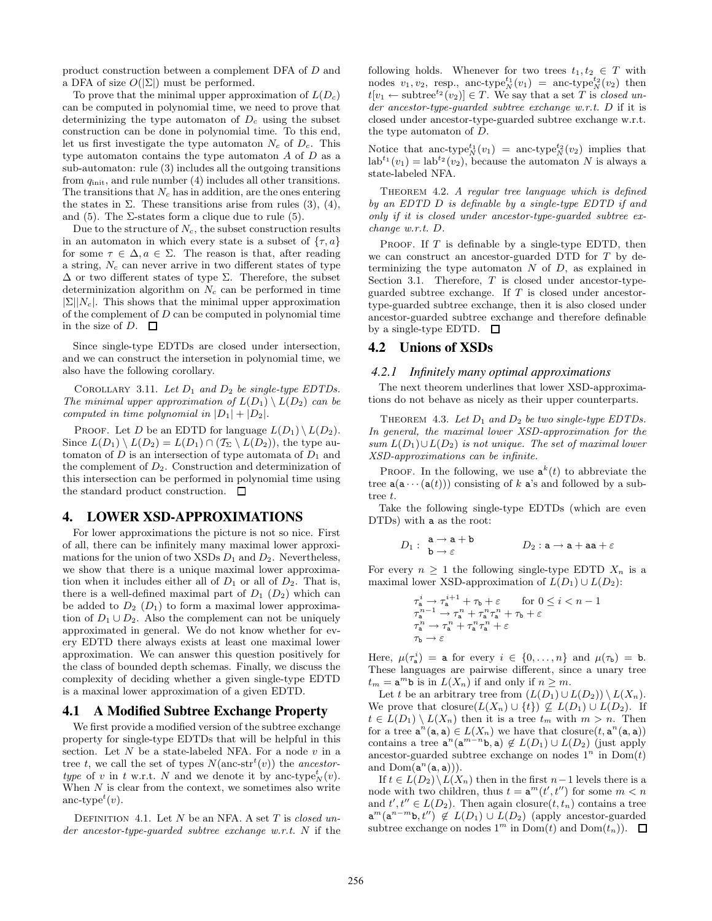product construction between a complement DFA of $D$ and a DFA of size $O(|\Sigma|)$ must be performed.

To prove that the minimal upper approximation of $L(D_c)$ can be computed in polynomial time, we need to prove that determinizing the type automaton of $D_c$ using the subset construction can be done in polynomial time. To this end, let us first investigate the type automaton $N_c$ of $D_c$. This type automaton contains the type automaton $A$ of $D$ as a sub-automaton: rule (3) includes all the outgoing transitions from $q_{\text{init}}$, and rule number (4) includes all other transitions. The transitions that $N_c$ has in addition, are the ones entering the states in $\Sigma$. These transitions arise from rules (3), (4), and (5). The $\Sigma$-states form a clique due to rule (5).

Due to the structure of $N_c$, the subset construction results in an automaton in which every state is a subset of $\{\tau, a\}$ for some $\tau \in \Delta, a \in \Sigma$. The reason is that, after reading a string, $N_c$ can never arrive in two different states of type $\Delta$ or two different states of type $\Sigma$. Therefore, the subset determinization algorithm on $N_c$ can be performed in time $|\Sigma||N_c|$. This shows that the minimal upper approximation of the complement of $D$ can be computed in polynomial time in the size of $D$. $\square$

Since single-type EDTDs are closed under intersection, and we can construct the intersetion in polynomial time, we also have the following corollary.

COROLLARY 3.11. *Let $D_1$ and $D_2$ be single-type EDTDs. The minimal upper approximation of $L(D_1) \setminus L(D_2)$ can be computed in time polynomial in $|D_1| + |D_2|$.*

PROOF. Let $D$ be an EDTD for language $L(D_1) \setminus L(D_2)$. Since $L(D_1) \setminus L(D_2) = L(D_1) \cap (\mathcal{T}_\Sigma \setminus L(D_2))$, the type automaton of $D$ is an intersection of type automata of $D_1$ and the complement of $D_2$. Construction and determinization of this intersection can be performed in polynomial time using the standard product construction. $\square$

# 4. LOWER XSD-APPROXIMATIONS

For lower approximations the picture is not so nice. First of all, there can be infinitely many maximal lower approximations for the union of two XSDs $D_1$ and $D_2$. Nevertheless, we show that there is a unique maximal lower approximation when it includes either all of $D_1$ or all of $D_2$. That is, there is a well-defined maximal part of $D_1$ ($D_2$) which can be added to $D_2$ ($D_1$) to form a maximal lower approximation of $D_1 \cup D_2$. Also the complement can not be uniquely approximated in general. We do not know whether for every EDTD there always exists at least one maximal lower approximation. We can answer this question positively for the class of bounded depth schemas. Finally, we discuss the complexity of deciding whether a given single-type EDTD is a maxinal lower approximation of a given EDTD.

## 4.1 A Modified Subtree Exchange Property

We first provide a modified version of the subtree exchange property for single-type EDTDs that will be helpful in this section. Let $N$ be a state-labeled NFA. For a node $v$ in a tree $t$, we call the set of types $N(\text{anc-str}^t(v))$ the *ancestor-type* of $v$ in $t$ w.r.t. $N$ and we denote it by $\text{anc-type}^t_N(v)$. When $N$ is clear from the context, we sometimes also write $\text{anc-type}^t(v)$.

DEFINITION 4.1. Let $N$ be an NFA. A set $T$ is *closed under ancestor-type-guarded subtree exchange w.r.t. $N$* if the following holds. Whenever for two trees $t_1, t_2 \in T$ with nodes $v_1, v_2$, resp., $\text{anc-type}^{t_1}_N(v_1) = \text{anc-type}^{t_2}_N(v_2)$ then $t[v_1 \leftarrow \text{subtree}^{t_2}(v_2)] \in T$. We say that a set $T$ is *closed under ancestor-type-guarded subtree exchange w.r.t. $D$* if it is closed under ancestor-type-guarded subtree exchange w.r.t. the type automaton of $D$.

Notice that $\text{anc-type}^{t_1}_N(v_1) = \text{anc-type}^{t_2}_N(v_2)$ implies that $\text{lab}^{t_1}(v_1) = \text{lab}^{t_2}(v_2)$, because the automaton $N$ is always a state-labeled NFA.

THEOREM 4.2. *A regular tree language which is defined by an EDTD $D$ is definable by a single-type EDTD if and only if it is closed under ancestor-type-guarded subtree exchange w.r.t. $D$.*

PROOF. If $T$ is definable by a single-type EDTD, then we can construct an ancestor-guarded DTD for $T$ by determinizing the type automaton $N$ of $D$, as explained in Section 3.1. Therefore, $T$ is closed under ancestor-type-guarded subtree exchange. If $T$ is closed under ancestor-type-guarded subtree exchange, then it is also closed under ancestor-guarded subtree exchange and therefore definable by a single-type EDTD. $\square$

## 4.2 Unions of XSDs

### 4.2.1 Infinitely many optimal approximations

The next theorem underlines that lower XSD-approximations do not behave as nicely as their upper counterparts.

THEOREM 4.3. *Let $D_1$ and $D_2$ be two single-type EDTDs. In general, the maximal lower XSD-approximation for the sum $L(D_1) \cup L(D_2)$ is not unique. The set of maximal lower XSD-approximations can be infinite.*

PROOF. In the following, we use $\mathtt{a}^k(t)$ to abbreviate the tree $\mathtt{a}(\mathtt{a} \cdots (\mathtt{a}(t)))$ consisting of $k$ $\mathtt{a}$'s and followed by a subtree $t$.

Take the following single-type EDTDs (which are even DTDs) with $\mathtt{a}$ as the root:

$$D_1: \begin{array}{l} \mathtt{a} \to \mathtt{a} + \mathtt{b} \\ \mathtt{b} \to \varepsilon \end{array} \qquad\qquad D_2: \mathtt{a} \to \mathtt{a} + \mathtt{aa} + \varepsilon$$

For every $n \geq 1$ the following single-type EDTD $X_n$ is a maximal lower XSD-approximation of $L(D_1) \cup L(D_2)$:

$$\begin{array}{ll} \tau^i_{\mathtt{a}} \to \tau^{i+1}_{\mathtt{a}} + \tau_{\mathtt{b}} + \varepsilon & \text{for } 0 \leq i < n-1 \\ \tau^{n-1}_{\mathtt{a}} \to \tau^n_{\mathtt{a}} + \tau^n_{\mathtt{a}}\tau^n_{\mathtt{a}} + \tau_{\mathtt{b}} + \varepsilon & \\ \tau^n_{\mathtt{a}} \to \tau^n_{\mathtt{a}} + \tau^n_{\mathtt{a}}\tau^n_{\mathtt{a}} + \varepsilon & \\ \tau_{\mathtt{b}} \to \varepsilon & \end{array}$$

Here, $\mu(\tau^i_{\mathtt{a}}) = \mathtt{a}$ for every $i \in \{0, \ldots, n\}$ and $\mu(\tau_{\mathtt{b}}) = \mathtt{b}$. These languages are pairwise different, since a unary tree $t_m = \mathtt{a}^m\mathtt{b}$ is in $L(X_n)$ if and only if $n \geq m$.

Let $t$ be an arbitrary tree from $(L(D_1) \cup L(D_2)) \setminus L(X_n)$. We prove that $\text{closure}(L(X_n) \cup \{t\}) \not\subseteq L(D_1) \cup L(D_2)$. If $t \in L(D_1) \setminus L(X_n)$ then it is a tree $t_m$ with $m > n$. Then for a tree $\mathtt{a}^n(\mathtt{a}, \mathtt{a}) \in L(X_n)$ we have that $\text{closure}(t, \mathtt{a}^n(\mathtt{a}, \mathtt{a}))$ contains a tree $\mathtt{a}^n(\mathtt{a}^{m-n}\mathtt{b}, \mathtt{a}) \notin L(D_1) \cup L(D_2)$ (just apply ancestor-guarded subtree exchange on nodes $1^n$ in $\text{Dom}(t)$ and $\text{Dom}(\mathtt{a}^n(\mathtt{a}, \mathtt{a}))$).

If $t \in L(D_2) \setminus L(X_n)$ then in the first $n-1$ levels there is a node with two children, thus $t = \mathtt{a}^m(t', t'')$ for some $m < n$ and $t', t'' \in L(D_2)$. Then again $\text{closure}(t, t_n)$ contains a tree $\mathtt{a}^m(\mathtt{a}^{n-m}\mathtt{b}, t'') \notin L(D_1) \cup L(D_2)$ (apply ancestor-guarded subtree exchange on nodes $1^m$ in $\text{Dom}(t)$ and $\text{Dom}(t_n)$). $\square$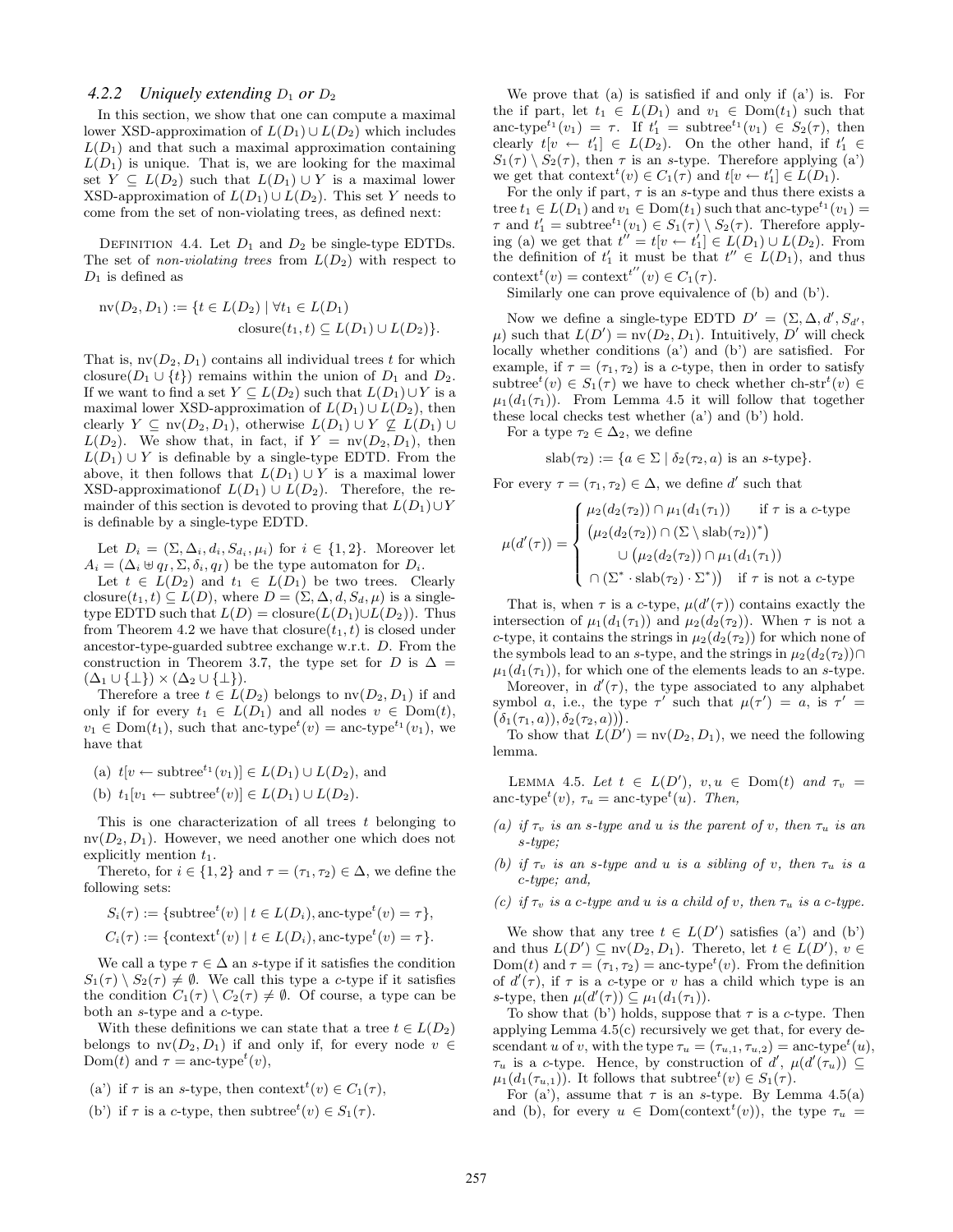### 4.2.2 *Uniquely extending $D_1$ or $D_2$*

In this section, we show that one can compute a maximal lower XSD-approximation of $L(D_1) \cup L(D_2)$ which includes $L(D_1)$ and that such a maximal approximation containing $L(D_1)$ is unique. That is, we are looking for the maximal set $Y \subseteq L(D_2)$ such that $L(D_1) \cup Y$ is a maximal lower XSD-approximation of $L(D_1) \cup L(D_2)$. This set $Y$ needs to come from the set of non-violating trees, as defined next:

Definition 4.4. Let $D_1$ and $D_2$ be single-type EDTDs. The set of *non-violating trees* from $L(D_2)$ with respect to $D_1$ is defined as

$$\mathrm{nv}(D_2, D_1) := \{t \in L(D_2) \mid \forall t_1 \in L(D_1) \; \mathrm{closure}(t_1, t) \subseteq L(D_1) \cup L(D_2)\}.$$

That is, $\mathrm{nv}(D_2, D_1)$ contains all individual trees $t$ for which $\mathrm{closure}(D_1 \cup \{t\})$ remains within the union of $D_1$ and $D_2$. If we want to find a set $Y \subseteq L(D_2)$ such that $L(D_1) \cup Y$ is a maximal lower XSD-approximation of $L(D_1) \cup L(D_2)$, then clearly $Y \subseteq \mathrm{nv}(D_2, D_1)$, otherwise $L(D_1) \cup Y \not\subseteq L(D_1) \cup L(D_2)$. We show that, in fact, if $Y = \mathrm{nv}(D_2, D_1)$, then $L(D_1) \cup Y$ is definable by a single-type EDTD. From the above, it then follows that $L(D_1) \cup Y$ is a maximal lower XSD-approximationof $L(D_1) \cup L(D_2)$. Therefore, the remainder of this section is devoted to proving that $L(D_1) \cup Y$ is definable by a single-type EDTD.

Let $D_i = (\Sigma, \Delta_i, d_i, S_{d_i}, \mu_i)$ for $i \in \{1, 2\}$. Moreover let $A_i = (\Delta_i \uplus q_I, \Sigma, \delta_i, q_I)$ be the type automaton for $D_i$.

Let $t \in L(D_2)$ and $t_1 \in L(D_1)$ be two trees. Clearly $\mathrm{closure}(t_1, t) \subseteq L(D)$, where $D = (\Sigma, \Delta, d, S_d, \mu)$ is a single-type EDTD such that $L(D) = \mathrm{closure}(L(D_1) \cup L(D_2))$. Thus from Theorem 4.2 we have that $\mathrm{closure}(t_1, t)$ is closed under ancestor-type-guarded subtree exchange w.r.t. $D$. From the construction in Theorem 3.7, the type set for $D$ is $\Delta = (\Delta_1 \cup \{\bot\}) \times (\Delta_2 \cup \{\bot\})$.

Therefore a tree $t \in L(D_2)$ belongs to $\mathrm{nv}(D_2, D_1)$ if and only if for every $t_1 \in L(D_1)$ and all nodes $v \in \mathrm{Dom}(t)$, $v_1 \in \mathrm{Dom}(t_1)$, such that $\mathrm{anc\text{-}type}^t(v) = \mathrm{anc\text{-}type}^{t_1}(v_1)$, we have that

(a) $t[v \leftarrow \mathrm{subtree}^{t_1}(v_1)] \in L(D_1) \cup L(D_2)$, and

(b) $t_1[v_1 \leftarrow \mathrm{subtree}^t(v)] \in L(D_1) \cup L(D_2)$.

This is one characterization of all trees $t$ belonging to $\mathrm{nv}(D_2, D_1)$. However, we need another one which does not explicitly mention $t_1$.

Thereto, for $i \in \{1, 2\}$ and $\tau = (\tau_1, \tau_2) \in \Delta$, we define the following sets:

$$S_i(\tau) := \{\mathrm{subtree}^t(v) \mid t \in L(D_i), \mathrm{anc\text{-}type}^t(v) = \tau\},$$
$$C_i(\tau) := \{\mathrm{context}^t(v) \mid t \in L(D_i), \mathrm{anc\text{-}type}^t(v) = \tau\}.$$

We call a type $\tau \in \Delta$ an *s*-type if it satisfies the condition $S_1(\tau) \setminus S_2(\tau) \neq \emptyset$. We call this type a *c*-type if it satisfies the condition $C_1(\tau) \setminus C_2(\tau) \neq \emptyset$. Of course, a type can be both an *s*-type and a *c*-type.

With these definitions we can state that a tree $t \in L(D_2)$ belongs to $\mathrm{nv}(D_2, D_1)$ if and only if, for every node $v \in \mathrm{Dom}(t)$ and $\tau = \mathrm{anc\text{-}type}^t(v)$,

(a') if $\tau$ is an *s*-type, then $\mathrm{context}^t(v) \in C_1(\tau)$,

(b') if $\tau$ is a *c*-type, then $\mathrm{subtree}^t(v) \in S_1(\tau)$.

We prove that (a) is satisfied if and only if (a') is. For the if part, let $t_1 \in L(D_1)$ and $v_1 \in \mathrm{Dom}(t_1)$ such that $\mathrm{anc\text{-}type}^{t_1}(v_1) = \tau$. If $t_1' = \mathrm{subtree}^{t_1}(v_1) \in S_2(\tau)$, then clearly $t[v \leftarrow t_1'] \in L(D_2)$. On the other hand, if $t_1' \in S_1(\tau) \setminus S_2(\tau)$, then $\tau$ is an *s*-type. Therefore applying (a') we get that $\mathrm{context}^t(v) \in C_1(\tau)$ and $t[v \leftarrow t_1'] \in L(D_1)$.

For the only if part, $\tau$ is an *s*-type and thus there exists a tree $t_1 \in L(D_1)$ and $v_1 \in \mathrm{Dom}(t_1)$ such that $\mathrm{anc\text{-}type}^{t_1}(v_1) = \tau$ and $t_1' = \mathrm{subtree}^{t_1}(v_1) \in S_1(\tau) \setminus S_2(\tau)$. Therefore applying (a) we get that $t'' = t[v \leftarrow t_1'] \in L(D_1) \cup L(D_2)$. From the definition of $t_1'$ it must be that $t'' \in L(D_1)$, and thus $\mathrm{context}^t(v) = \mathrm{context}^{t''}(v) \in C_1(\tau)$.

Similarly one can prove equivalence of (b) and (b').

Now we define a single-type EDTD $D' = (\Sigma, \Delta, d', S_{d'}, \mu)$ such that $L(D') = \mathrm{nv}(D_2, D_1)$. Intuitively, $D'$ will check locally whether conditions (a') and (b') are satisfied. For example, if $\tau = (\tau_1, \tau_2)$ is a *c*-type, then in order to satisfy $\mathrm{subtree}^t(v) \in S_1(\tau)$ we have to check whether $\mathrm{ch\text{-}str}^t(v) \in \mu_1(d_1(\tau_1))$. From Lemma 4.5 it will follow that together these local checks test whether (a') and (b') hold.

For a type $\tau_2 \in \Delta_2$, we define

$$\mathrm{slab}(\tau_2) := \{a \in \Sigma \mid \delta_2(\tau_2, a) \text{ is an } s\text{-type}\}.$$

For every $\tau = (\tau_1, \tau_2) \in \Delta$, we define $d'$ such that

$$\mu(d'(\tau)) = \begin{cases} \mu_2(d_2(\tau_2)) \cap \mu_1(d_1(\tau_1)) & \text{if } \tau \text{ is a } c\text{-type} \\ \big(\mu_2(d_2(\tau_2)) \cap (\Sigma \setminus \mathrm{slab}(\tau_2))^*\big) & \\ \quad \cup \big(\mu_2(d_2(\tau_2)) \cap \mu_1(d_1(\tau_1)) & \\ \quad \cap (\Sigma^* \cdot \mathrm{slab}(\tau_2) \cdot \Sigma^*)\big) & \text{if } \tau \text{ is not a } c\text{-type} \end{cases}$$

That is, when $\tau$ is a *c*-type, $\mu(d'(\tau))$ contains exactly the intersection of $\mu_1(d_1(\tau_1))$ and $\mu_2(d_2(\tau_2))$. When $\tau$ is not a *c*-type, it contains the strings in $\mu_2(d_2(\tau_2))$ for which none of the symbols lead to an *s*-type, and the strings in $\mu_2(d_2(\tau_2)) \cap \mu_1(d_1(\tau_1))$, for which one of the elements leads to an *s*-type.

Moreover, in $d'(\tau)$, the type associated to any alphabet symbol $a$, i.e., the type $\tau'$ such that $\mu(\tau') = a$, is $\tau' = \big(\delta_1(\tau_1, a)), \delta_2(\tau_2, a))\big)$.

To show that $L(D') = \mathrm{nv}(D_2, D_1)$, we need the following lemma.

Lemma 4.5. *Let $t \in L(D')$, $v, u \in \mathrm{Dom}(t)$ and $\tau_v = \mathrm{anc\text{-}type}^t(v)$, $\tau_u = \mathrm{anc\text{-}type}^t(u)$. Then,*

*(a) if $\tau_v$ is an s-type and $u$ is the parent of $v$, then $\tau_u$ is an s-type;*

*(b) if $\tau_v$ is an s-type and $u$ is a sibling of $v$, then $\tau_u$ is a c-type; and,*

*(c) if $\tau_v$ is a c-type and $u$ is a child of $v$, then $\tau_u$ is a c-type.*

We show that any tree $t \in L(D')$ satisfies (a') and (b') and thus $L(D') \subseteq \mathrm{nv}(D_2, D_1)$. Thereto, let $t \in L(D')$, $v \in \mathrm{Dom}(t)$ and $\tau = (\tau_1, \tau_2) = \mathrm{anc\text{-}type}^t(v)$. From the definition of $d'(\tau)$, if $\tau$ is a *c*-type or $v$ has a child which type is an *s*-type, then $\mu(d'(\tau)) \subseteq \mu_1(d_1(\tau_1))$.

To show that (b') holds, suppose that $\tau$ is a *c*-type. Then applying Lemma 4.5(c) recursively we get that, for every descendant $u$ of $v$, with the type $\tau_u = (\tau_{u,1}, \tau_{u,2}) = \mathrm{anc\text{-}type}^t(u)$, $\tau_u$ is a *c*-type. Hence, by construction of $d'$, $\mu(d'(\tau_u)) \subseteq \mu_1(d_1(\tau_{u,1}))$. It follows that $\mathrm{subtree}^t(v) \in S_1(\tau)$.

For (a'), assume that $\tau$ is an *s*-type. By Lemma 4.5(a) and (b), for every $u \in \mathrm{Dom}(\mathrm{context}^t(v))$, the type $\tau_u =$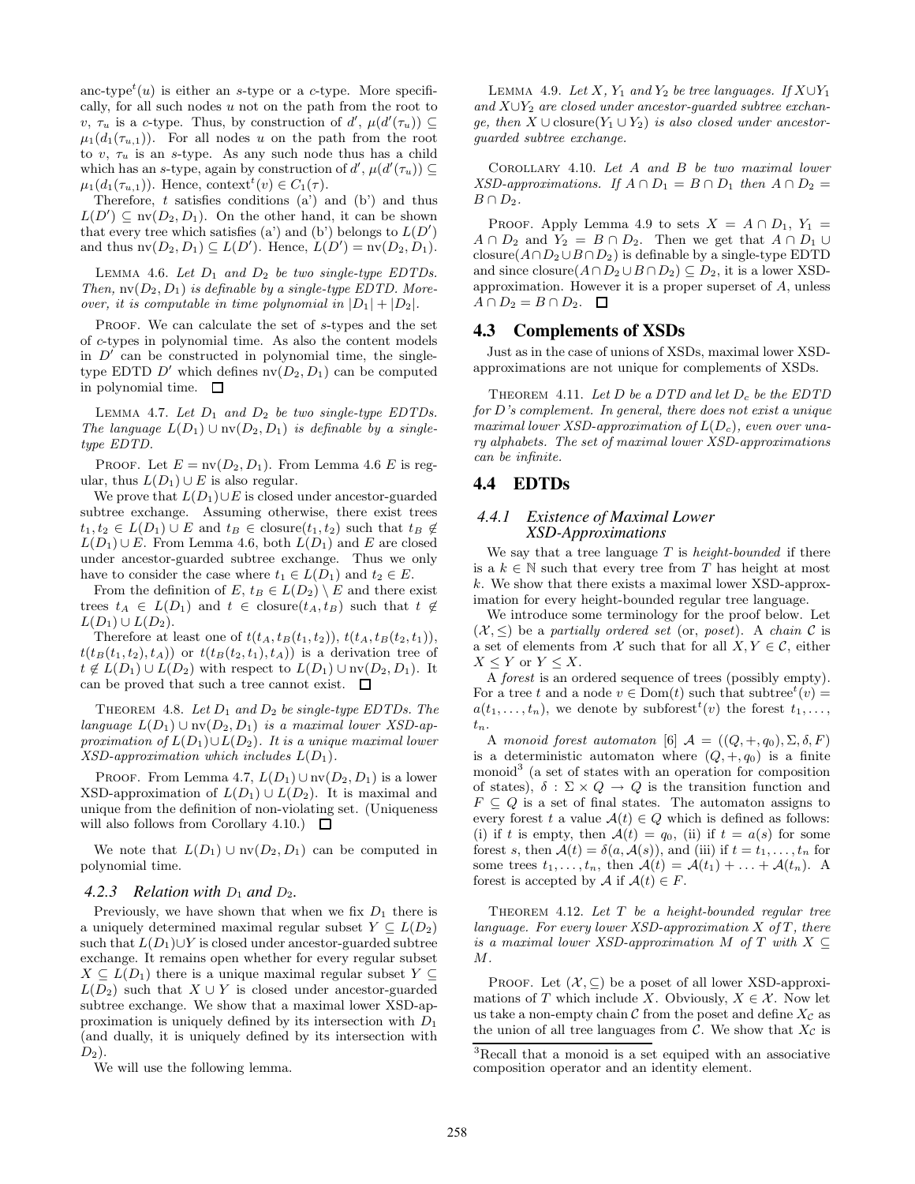anc-type$^t(u)$ is either an $s$-type or a $c$-type. More specifically, for all such nodes $u$ not on the path from the root to $v$, $\tau_u$ is a $c$-type. Thus, by construction of $d'$, $\mu(d'(\tau_u)) \subseteq \mu_1(d_1(\tau_{u,1}))$. For all nodes $u$ on the path from the root to $v$, $\tau_u$ is an $s$-type. As any such node thus has a child which has an $s$-type, again by construction of $d'$, $\mu(d'(\tau_u)) \subseteq \mu_1(d_1(\tau_{u,1}))$. Hence, context$^t(v) \in C_1(\tau)$.

Therefore, $t$ satisfies conditions (a') and (b') and thus $L(D') \subseteq \mathrm{nv}(D_2, D_1)$. On the other hand, it can be shown that every tree which satisfies (a') and (b') belongs to $L(D')$ and thus $\mathrm{nv}(D_2, D_1) \subseteq L(D')$. Hence, $L(D') = \mathrm{nv}(D_2, D_1)$.

LEMMA 4.6. *Let $D_1$ and $D_2$ be two single-type EDTDs. Then, $\mathrm{nv}(D_2, D_1)$ is definable by a single-type EDTD. Moreover, it is computable in time polynomial in $|D_1| + |D_2|$.*

PROOF. We can calculate the set of $s$-types and the set of $c$-types in polynomial time. As also the content models in $D'$ can be constructed in polynomial time, the single-type EDTD $D'$ which defines $\mathrm{nv}(D_2, D_1)$ can be computed in polynomial time. □

LEMMA 4.7. *Let $D_1$ and $D_2$ be two single-type EDTDs. The language $L(D_1) \cup \mathrm{nv}(D_2, D_1)$ is definable by a single-type EDTD.*

PROOF. Let $E = \mathrm{nv}(D_2, D_1)$. From Lemma 4.6 $E$ is regular, thus $L(D_1) \cup E$ is also regular.

We prove that $L(D_1) \cup E$ is closed under ancestor-guarded subtree exchange. Assuming otherwise, there exist trees $t_1, t_2 \in L(D_1) \cup E$ and $t_B \in \mathrm{closure}(t_1, t_2)$ such that $t_B \notin L(D_1) \cup E$. From Lemma 4.6, both $L(D_1)$ and $E$ are closed under ancestor-guarded subtree exchange. Thus we only have to consider the case where $t_1 \in L(D_1)$ and $t_2 \in E$.

From the definition of $E$, $t_B \in L(D_2) \setminus E$ and there exist trees $t_A \in L(D_1)$ and $t \in \mathrm{closure}(t_A, t_B)$ such that $t \notin L(D_1) \cup L(D_2)$.

Therefore at least one of $t(t_A, t_B(t_1, t_2))$, $t(t_A, t_B(t_2, t_1))$, $t(t_B(t_1, t_2), t_A))$ or $t(t_B(t_2, t_1), t_A))$ is a derivation tree of $t \notin L(D_1) \cup L(D_2)$ with respect to $L(D_1) \cup \mathrm{nv}(D_2, D_1)$. It can be proved that such a tree cannot exist. □

THEOREM 4.8. *Let $D_1$ and $D_2$ be single-type EDTDs. The language $L(D_1) \cup \mathrm{nv}(D_2, D_1)$ is a maximal lower XSD-approximation of $L(D_1) \cup L(D_2)$. It is a unique maximal lower XSD-approximation which includes $L(D_1)$.*

PROOF. From Lemma 4.7, $L(D_1) \cup \mathrm{nv}(D_2, D_1)$ is a lower XSD-approximation of $L(D_1) \cup L(D_2)$. It is maximal and unique from the definition of non-violating set. (Uniqueness will also follows from Corollary 4.10.) □

We note that $L(D_1) \cup \mathrm{nv}(D_2, D_1)$ can be computed in polynomial time.

### 4.2.3 Relation with $D_1$ and $D_2$.

Previously, we have shown that when we fix $D_1$ there is a uniquely determined maximal regular subset $Y \subseteq L(D_2)$ such that $L(D_1) \cup Y$ is closed under ancestor-guarded subtree exchange. It remains open whether for every regular subset $X \subseteq L(D_1)$ there is a unique maximal regular subset $Y \subseteq L(D_2)$ such that $X \cup Y$ is closed under ancestor-guarded subtree exchange. We show that a maximal lower XSD-approximation is uniquely defined by its intersection with $D_1$ (and dually, it is uniquely defined by its intersection with $D_2$).

We will use the following lemma.

LEMMA 4.9. *Let $X$, $Y_1$ and $Y_2$ be tree languages. If $X \cup Y_1$ and $X \cup Y_2$ are closed under ancestor-guarded subtree exchange, then $X \cup \mathrm{closure}(Y_1 \cup Y_2)$ is also closed under ancestor-guarded subtree exchange.*

COROLLARY 4.10. *Let $A$ and $B$ be two maximal lower XSD-approximations. If $A \cap D_1 = B \cap D_1$ then $A \cap D_2 = B \cap D_2$.*

PROOF. Apply Lemma 4.9 to sets $X = A \cap D_1$, $Y_1 = A \cap D_2$ and $Y_2 = B \cap D_2$. Then we get that $A \cap D_1 \cup \mathrm{closure}(A \cap D_2 \cup B \cap D_2)$ is definable by a single-type EDTD and since $\mathrm{closure}(A \cap D_2 \cup B \cap D_2) \subseteq D_2$, it is a lower XSD-approximation. However it is a proper superset of $A$, unless $A \cap D_2 = B \cap D_2$. □

## 4.3 Complements of XSDs

Just as in the case of unions of XSDs, maximal lower XSD-approximations are not unique for complements of XSDs.

THEOREM 4.11. *Let $D$ be a DTD and let $D_c$ be the EDTD for $D$'s complement. In general, there does not exist a unique maximal lower XSD-approximation of $L(D_c)$, even over unary alphabets. The set of maximal lower XSD-approximations can be infinite.*

## 4.4 EDTDs

### 4.4.1 Existence of Maximal Lower XSD-Approximations

We say that a tree language $T$ is *height-bounded* if there is a $k \in \mathbb{N}$ such that every tree from $T$ has height at most $k$. We show that there exists a maximal lower XSD-approximation for every height-bounded regular tree language.

We introduce some terminology for the proof below. Let $(\mathcal{X}, \leq)$ be a *partially ordered set* (or, *poset*). A *chain* $\mathcal{C}$ is a set of elements from $\mathcal{X}$ such that for all $X, Y \in \mathcal{C}$, either $X \leq Y$ or $Y \leq X$.

A *forest* is an ordered sequence of trees (possibly empty). For a tree $t$ and a node $v \in \mathrm{Dom}(t)$ such that subtree$^t(v) = a(t_1, \ldots, t_n)$, we denote by subforest$^t(v)$ the forest $t_1, \ldots, t_n$.

A *monoid forest automaton* [6] $\mathcal{A} = ((Q, +, q_0), \Sigma, \delta, F)$ is a deterministic automaton where $(Q, +, q_0)$ is a finite monoid[3] (a set of states with an operation for composition of states), $\delta : \Sigma \times Q \to Q$ is the transition function and $F \subseteq Q$ is a set of final states. The automaton assigns to every forest $t$ a value $\mathcal{A}(t) \in Q$ which is defined as follows: (i) if $t$ is empty, then $\mathcal{A}(t) = q_0$, (ii) if $t = a(s)$ for some forest $s$, then $\mathcal{A}(t) = \delta(a, \mathcal{A}(s))$, and (iii) if $t = t_1, \ldots, t_n$ for some trees $t_1, \ldots, t_n$, then $\mathcal{A}(t) = \mathcal{A}(t_1) + \ldots + \mathcal{A}(t_n)$. A forest is accepted by $\mathcal{A}$ if $\mathcal{A}(t) \in F$.

THEOREM 4.12. *Let $T$ be a height-bounded regular tree language. For every lower XSD-approximation $X$ of $T$, there is a maximal lower XSD-approximation $M$ of $T$ with $X \subseteq M$.*

PROOF. Let $(\mathcal{X}, \subseteq)$ be a poset of all lower XSD-approximations of $T$ which include $X$. Obviously, $X \in \mathcal{X}$. Now let us take a non-empty chain $\mathcal{C}$ from the poset and define $X_{\mathcal{C}}$ as the union of all tree languages from $\mathcal{C}$. We show that $X_{\mathcal{C}}$ is

[3] Recall that a monoid is a set equiped with an associative composition operator and an identity element.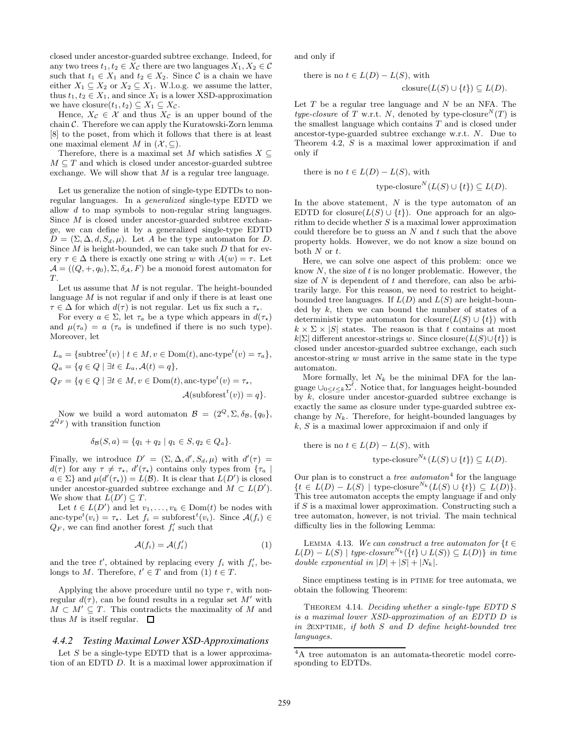closed under ancestor-guarded subtree exchange. Indeed, for any two trees $t_1, t_2 \in X_\mathcal{C}$ there are two languages $X_1, X_2 \in \mathcal{C}$ such that $t_1 \in X_1$ and $t_2 \in X_2$. Since $\mathcal{C}$ is a chain we have either $X_1 \subseteq X_2$ or $X_2 \subseteq X_1$. W.l.o.g. we assume the latter, thus $t_1, t_2 \in X_1$, and since $X_1$ is a lower XSD-approximation we have $\text{closure}(t_1, t_2) \subseteq X_1 \subseteq X_\mathcal{C}$.

Hence, $X_\mathcal{C} \in \mathcal{X}$ and thus $X_\mathcal{C}$ is an upper bound of the chain $\mathcal{C}$. Therefore we can apply the Kuratowski-Zorn lemma [8] to the poset, from which it follows that there is at least one maximal element $M$ in $(\mathcal{X}, \subseteq)$.

Therefore, there is a maximal set $M$ which satisfies $X \subseteq M \subseteq T$ and which is closed under ancestor-guarded subtree exchange. We will show that $M$ is a regular tree language.

Let us generalize the notion of single-type EDTDs to non-regular languages. In a *generalized* single-type EDTD we allow $d$ to map symbols to non-regular string languages. Since $M$ is closed under ancestor-guarded subtree exchange, we can define it by a generalized single-type EDTD $D = (\Sigma, \Delta, d, S_d, \mu)$. Let $A$ be the type automaton for $D$. Since $M$ is height-bounded, we can take such $D$ that for every $\tau \in \Delta$ there is exactly one string $w$ with $A(w) = \tau$. Let $\mathcal{A} = ((Q, +, q_0), \Sigma, \delta_\mathcal{A}, F)$ be a monoid forest automaton for $T$.

Let us assume that $M$ is not regular. The height-bounded language $M$ is not regular if and only if there is at least one $\tau \in \Delta$ for which $d(\tau)$ is not regular. Let us fix such a $\tau_\star$.

For every $a \in \Sigma$, let $\tau_a$ be a type which appears in $d(\tau_\star)$ and $\mu(\tau_a) = a$ ($\tau_a$ is undefined if there is no such type). Moreover, let

$$L_a = \{\text{subtree}^t(v) \mid t \in M, v \in \text{Dom}(t), \text{anc-type}^t(v) = \tau_a\},$$
$$Q_a = \{q \in Q \mid \exists t \in L_a, \mathcal{A}(t) = q\},$$
$$Q_F = \{q \in Q \mid \exists t \in M, v \in \text{Dom}(t), \text{anc-type}^t(v) = \tau_\star, \mathcal{A}(\text{subforest}^t(v)) = q\}.$$

Now we build a word automaton $\mathcal{B} = (2^Q, \Sigma, \delta_\mathcal{B}, \{q_0\}, 2^{Q_F})$ with transition function

$$\delta_\mathcal{B}(S, a) = \{q_1 + q_2 \mid q_1 \in S, q_2 \in Q_a\}.$$

Finally, we introduce $D' = (\Sigma, \Delta, d', S_d, \mu)$ with $d'(\tau) = d(\tau)$ for any $\tau \neq \tau_\star$, $d'(\tau_\star)$ contains only types from $\{\tau_a \mid a \in \Sigma\}$ and $\mu(d'(\tau_\star)) = L(\mathcal{B})$. It is clear that $L(D')$ is closed under ancestor-guarded subtree exchange and $M \subset L(D')$. We show that $L(D') \subseteq T$.

Let $t \in L(D')$ and let $v_1, \ldots, v_k \in \text{Dom}(t)$ be nodes with $\text{anc-type}^t(v_i) = \tau_\star$. Let $f_i = \text{subforest}^t(v_i)$. Since $\mathcal{A}(f_i) \in Q_F$, we can find another forest $f_i'$ such that

$$\mathcal{A}(f_i) = \mathcal{A}(f_i') \tag{1}$$

and the tree $t'$, obtained by replacing every $f_i$ with $f_i'$, belongs to $M$. Therefore, $t' \in T$ and from (1) $t \in T$.

Applying the above procedure until no type $\tau$, with non-regular $d(\tau)$, can be found results in a regular set $M'$ with $M \subset M' \subseteq T$. This contradicts the maximality of $M$ and thus $M$ is itself regular. ☐

### 4.4.2 Testing Maximal Lower XSD-Approximations

Let $S$ be a single-type EDTD that is a lower approximation of an EDTD $D$. It is a maximal lower approximation if and only if

$$\text{there is no } t \in L(D) - L(S), \text{ with } \text{closure}(L(S) \cup \{t\}) \subseteq L(D).$$

Let $T$ be a regular tree language and $N$ be an NFA. The *type-closure* of $T$ w.r.t. $N$, denoted by $\text{type-closure}^N(T)$ is the smallest language which contains $T$ and is closed under ancestor-type-guarded subtree exchange w.r.t. $N$. Due to Theorem 4.2, $S$ is a maximal lower approximation if and only if

$$\text{there is no } t \in L(D) - L(S), \text{ with } \text{type-closure}^N(L(S) \cup \{t\}) \subseteq L(D).$$

In the above statement, $N$ is the type automaton of an EDTD for $\text{closure}(L(S) \cup \{t\})$. One approach for an algorithm to decide whether $S$ is a maximal lower approximation could therefore be to guess an $N$ and $t$ such that the above property holds. However, we do not know a size bound on both $N$ or $t$.

Here, we can solve one aspect of this problem: once we know $N$, the size of $t$ is no longer problematic. However, the size of $N$ is dependent of $t$ and therefore, can also be arbitrarily large. For this reason, we need to restrict to height-bounded tree languages. If $L(D)$ and $L(S)$ are height-bounded by $k$, then we can bound the number of states of a deterministic type automaton for $\text{closure}(L(S) \cup \{t\})$ with $k \times \Sigma \times |S|$ states. The reason is that $t$ contains at most $k|\Sigma|$ different ancestor-strings $w$. Since $\text{closure}(L(S) \cup \{t\})$ is closed under ancestor-guarded subtree exchange, each such ancestor-string $w$ must arrive in the same state in the type automaton.

More formally, let $N_k$ be the minimal DFA for the language $\cup_{0 \leq \ell \leq k} \Sigma^\ell$. Notice that, for languages height-bounded by $k$, closure under ancestor-guarded subtree exchange is exactly the same as closure under type-guarded subtree exchange by $N_k$. Therefore, for height-bounded languages by $k$, $S$ is a maximal lower approximaion if and only if

$$\text{there is no } t \in L(D) - L(S), \text{ with } \text{type-closure}^{N_k}(L(S) \cup \{t\}) \subseteq L(D).$$

Our plan is to construct a *tree automaton*[4] for the language $\{t \in L(D) - L(S) \mid \text{type-closure}^{N_k}(L(S) \cup \{t\}) \subseteq L(D)\}$. This tree automaton accepts the empty language if and only if $S$ is a maximal lower approximation. Constructing such a tree automaton, however, is not trivial. The main technical difficulty lies in the following Lemma:

LEMMA 4.13. *We can construct a tree automaton for $\{t \in L(D) - L(S) \mid \text{type-closure}^{N_k}(\{t\} \cup L(S)) \subseteq L(D)\}$ in time double exponential in $|D| + |S| + |N_k|$.*

Since emptiness testing is in PTIME for tree automata, we obtain the following Theorem:

THEOREM 4.14. *Deciding whether a single-type EDTD $S$ is a maximal lower XSD-approximation of an EDTD $D$ is in 2EXPTIME, if both $S$ and $D$ define height-bounded tree languages.*

[4] A tree automaton is an automata-theoretic model corresponding to EDTDs.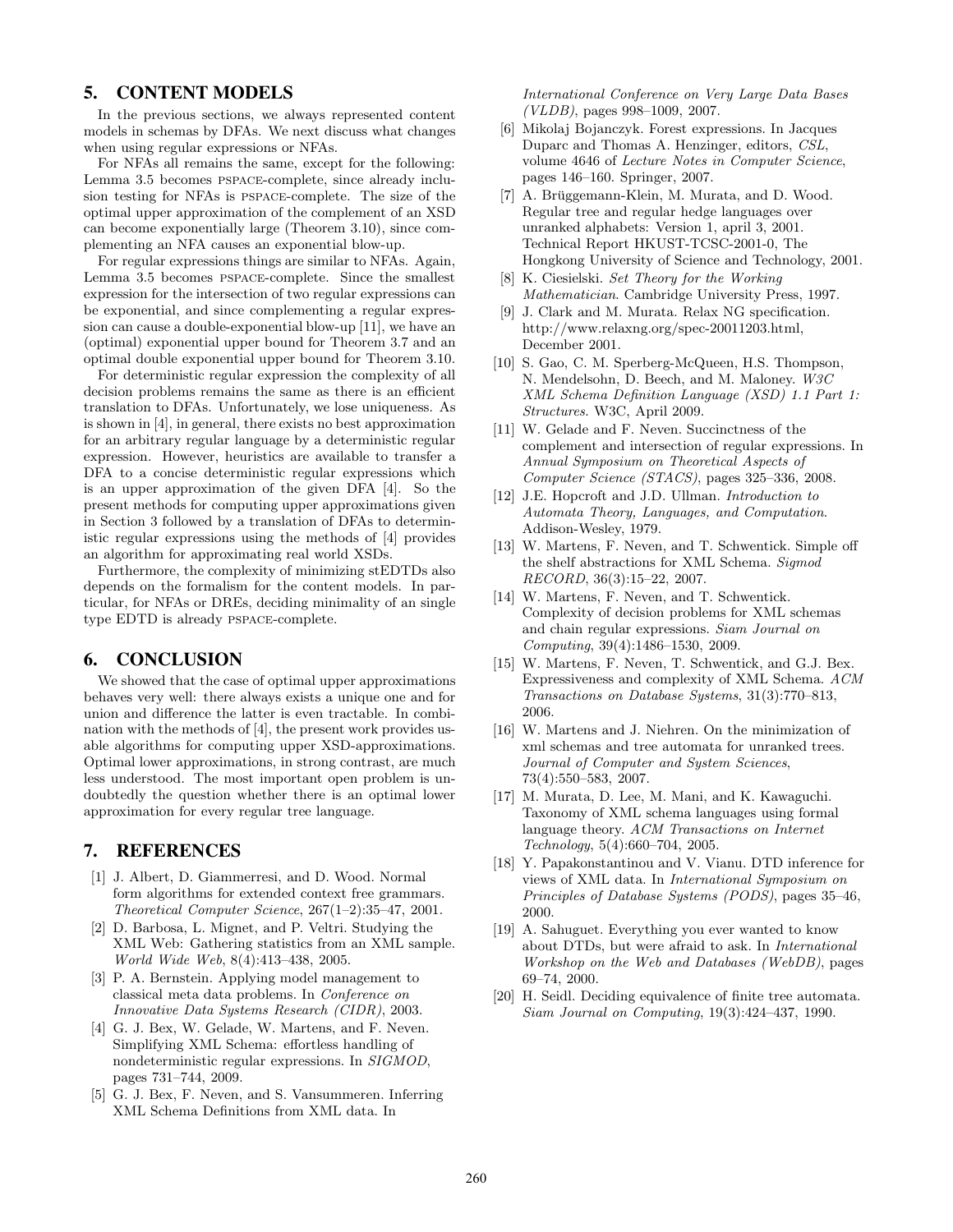## 5. CONTENT MODELS

In the previous sections, we always represented content models in schemas by DFAs. We next discuss what changes when using regular expressions or NFAs.

For NFAs all remains the same, except for the following: Lemma 3.5 becomes PSPACE-complete, since already inclusion testing for NFAs is PSPACE-complete. The size of the optimal upper approximation of the complement of an XSD can become exponentially large (Theorem 3.10), since complementing an NFA causes an exponential blow-up.

For regular expressions things are similar to NFAs. Again, Lemma 3.5 becomes PSPACE-complete. Since the smallest expression for the intersection of two regular expressions can be exponential, and since complementing a regular expression can cause a double-exponential blow-up [11], we have an (optimal) exponential upper bound for Theorem 3.7 and an optimal double exponential upper bound for Theorem 3.10.

For deterministic regular expression the complexity of all decision problems remains the same as there is an efficient translation to DFAs. Unfortunately, we lose uniqueness. As is shown in [4], in general, there exists no best approximation for an arbitrary regular language by a deterministic regular expression. However, heuristics are available to transfer a DFA to a concise deterministic regular expressions which is an upper approximation of the given DFA [4]. So the present methods for computing upper approximations given in Section 3 followed by a translation of DFAs to deterministic regular expressions using the methods of [4] provides an algorithm for approximating real world XSDs.

Furthermore, the complexity of minimizing stEDTDs also depends on the formalism for the content models. In particular, for NFAs or DREs, deciding minimality of an single type EDTD is already PSPACE-complete.

## 6. CONCLUSION

We showed that the case of optimal upper approximations behaves very well: there always exists a unique one and for union and difference the latter is even tractable. In combination with the methods of [4], the present work provides usable algorithms for computing upper XSD-approximations. Optimal lower approximations, in strong contrast, are much less understood. The most important open problem is undoubtedly the question whether there is an optimal lower approximation for every regular tree language.

## 7. REFERENCES

[1] J. Albert, D. Giammerresi, and D. Wood. Normal form algorithms for extended context free grammars. *Theoretical Computer Science*, 267(1–2):35–47, 2001.

[2] D. Barbosa, L. Mignet, and P. Veltri. Studying the XML Web: Gathering statistics from an XML sample. *World Wide Web*, 8(4):413–438, 2005.

[3] P. A. Bernstein. Applying model management to classical meta data problems. In *Conference on Innovative Data Systems Research (CIDR)*, 2003.

[4] G. J. Bex, W. Gelade, W. Martens, and F. Neven. Simplifying XML Schema: effortless handling of nondeterministic regular expressions. In *SIGMOD*, pages 731–744, 2009.

[5] G. J. Bex, F. Neven, and S. Vansummeren. Inferring XML Schema Definitions from XML data. In *International Conference on Very Large Data Bases (VLDB)*, pages 998–1009, 2007.

[6] Mikolaj Bojanczyk. Forest expressions. In Jacques Duparc and Thomas A. Henzinger, editors, *CSL*, volume 4646 of *Lecture Notes in Computer Science*, pages 146–160. Springer, 2007.

[7] A. Brüggemann-Klein, M. Murata, and D. Wood. Regular tree and regular hedge languages over unranked alphabets: Version 1, april 3, 2001. Technical Report HKUST-TCSC-2001-0, The Hongkong University of Science and Technology, 2001.

[8] K. Ciesielski. *Set Theory for the Working Mathematician*. Cambridge University Press, 1997.

[9] J. Clark and M. Murata. Relax NG specification. http://www.relaxng.org/spec-20011203.html, December 2001.

[10] S. Gao, C. M. Sperberg-McQueen, H.S. Thompson, N. Mendelsohn, D. Beech, and M. Maloney. *W3C XML Schema Definition Language (XSD) 1.1 Part 1: Structures*. W3C, April 2009.

[11] W. Gelade and F. Neven. Succinctness of the complement and intersection of regular expressions. In *Annual Symposium on Theoretical Aspects of Computer Science (STACS)*, pages 325–336, 2008.

[12] J.E. Hopcroft and J.D. Ullman. *Introduction to Automata Theory, Languages, and Computation*. Addison-Wesley, 1979.

[13] W. Martens, F. Neven, and T. Schwentick. Simple off the shelf abstractions for XML Schema. *Sigmod RECORD*, 36(3):15–22, 2007.

[14] W. Martens, F. Neven, and T. Schwentick. Complexity of decision problems for XML schemas and chain regular expressions. *Siam Journal on Computing*, 39(4):1486–1530, 2009.

[15] W. Martens, F. Neven, T. Schwentick, and G.J. Bex. Expressiveness and complexity of XML Schema. *ACM Transactions on Database Systems*, 31(3):770–813, 2006.

[16] W. Martens and J. Niehren. On the minimization of xml schemas and tree automata for unranked trees. *Journal of Computer and System Sciences*, 73(4):550–583, 2007.

[17] M. Murata, D. Lee, M. Mani, and K. Kawaguchi. Taxonomy of XML schema languages using formal language theory. *ACM Transactions on Internet Technology*, 5(4):660–704, 2005.

[18] Y. Papakonstantinou and V. Vianu. DTD inference for views of XML data. In *International Symposium on Principles of Database Systems (PODS)*, pages 35–46, 2000.

[19] A. Sahuguet. Everything you ever wanted to know about DTDs, but were afraid to ask. In *International Workshop on the Web and Databases (WebDB)*, pages 69–74, 2000.

[20] H. Seidl. Deciding equivalence of finite tree automata. *Siam Journal on Computing*, 19(3):424–437, 1990.